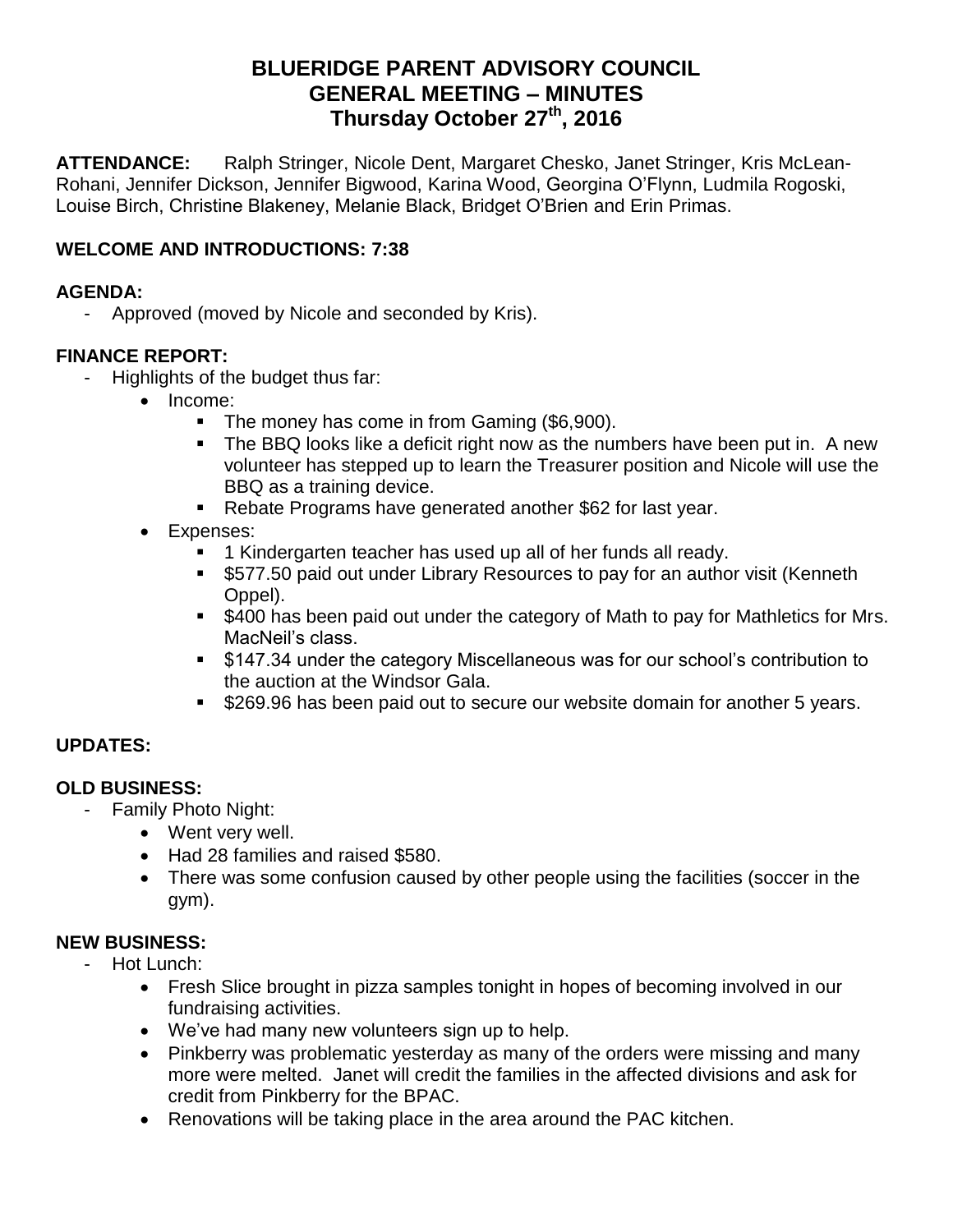# BLUERIDGE PARENT ADVISORY COUNCIL
# GENERAL MEETING – MINUTES
# Thursday October 27th, 2016

**ATTENDANCE:** Ralph Stringer, Nicole Dent, Margaret Chesko, Janet Stringer, Kris McLean-Rohani, Jennifer Dickson, Jennifer Bigwood, Karina Wood, Georgina O'Flynn, Ludmila Rogoski, Louise Birch, Christine Blakeney, Melanie Black, Bridget O'Brien and Erin Primas.

**WELCOME AND INTRODUCTIONS: 7:38**

**AGENDA:**

- Approved (moved by Nicole and seconded by Kris).

**FINANCE REPORT:**

- Highlights of the budget thus far:
  - Income:
    - The money has come in from Gaming ($6,900).
    - The BBQ looks like a deficit right now as the numbers have been put in. A new volunteer has stepped up to learn the Treasurer position and Nicole will use the BBQ as a training device.
    - Rebate Programs have generated another $62 for last year.
  - Expenses:
    - 1 Kindergarten teacher has used up all of her funds all ready.
    - $577.50 paid out under Library Resources to pay for an author visit (Kenneth Oppel).
    - $400 has been paid out under the category of Math to pay for Mathletics for Mrs. MacNeil's class.
    - $147.34 under the category Miscellaneous was for our school's contribution to the auction at the Windsor Gala.
    - $269.96 has been paid out to secure our website domain for another 5 years.

**UPDATES:**

**OLD BUSINESS:**

- Family Photo Night:
  - Went very well.
  - Had 28 families and raised $580.
  - There was some confusion caused by other people using the facilities (soccer in the gym).

**NEW BUSINESS:**

- Hot Lunch:
  - Fresh Slice brought in pizza samples tonight in hopes of becoming involved in our fundraising activities.
  - We've had many new volunteers sign up to help.
  - Pinkberry was problematic yesterday as many of the orders were missing and many more were melted. Janet will credit the families in the affected divisions and ask for credit from Pinkberry for the BPAC.
  - Renovations will be taking place in the area around the PAC kitchen.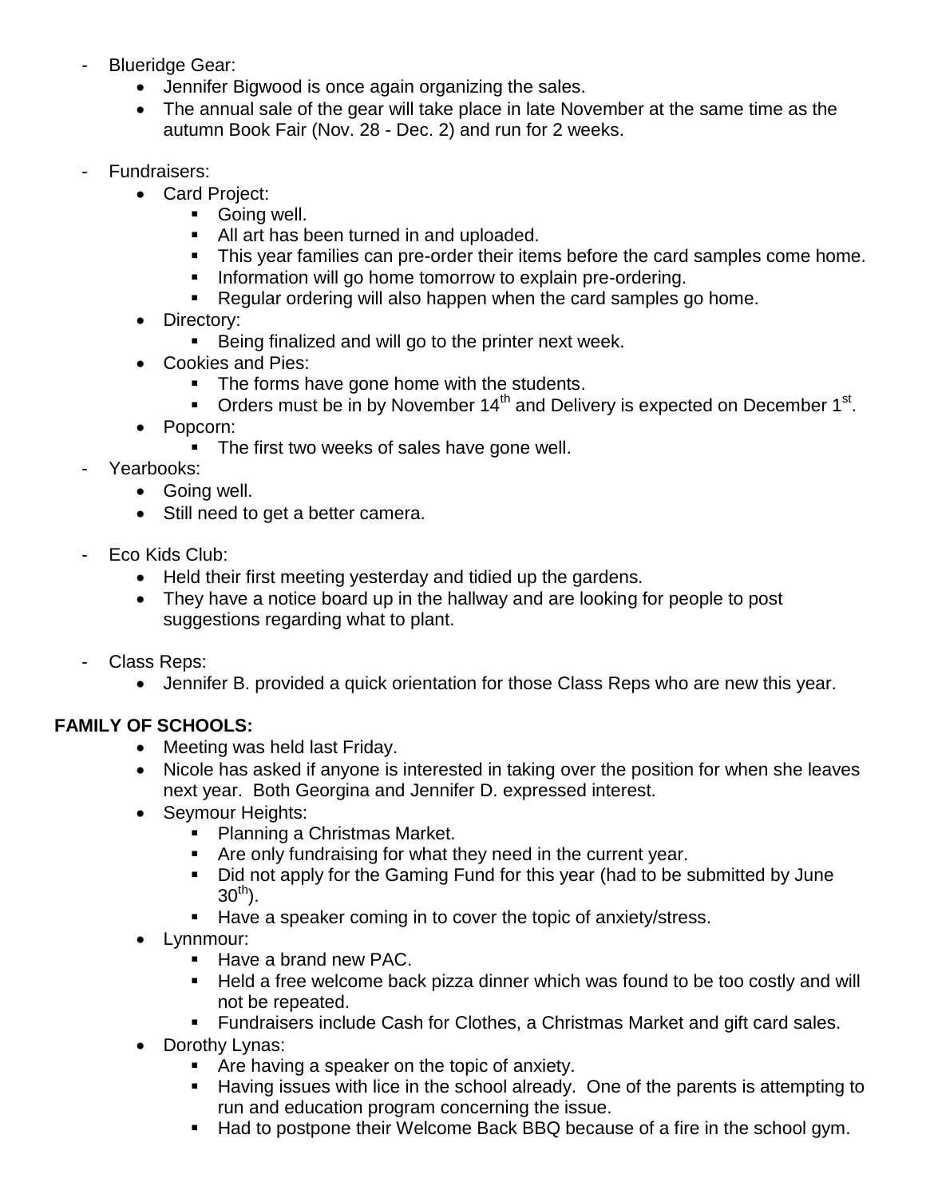- Blueridge Gear:
  - Jennifer Bigwood is once again organizing the sales.
  - The annual sale of the gear will take place in late November at the same time as the autumn Book Fair (Nov. 28 - Dec. 2) and run for 2 weeks.

- Fundraisers:
  - Card Project:
    - Going well.
    - All art has been turned in and uploaded.
    - This year families can pre-order their items before the card samples come home.
    - Information will go home tomorrow to explain pre-ordering.
    - Regular ordering will also happen when the card samples go home.
  - Directory:
    - Being finalized and will go to the printer next week.
  - Cookies and Pies:
    - The forms have gone home with the students.
    - Orders must be in by November 14th and Delivery is expected on December 1st.
  - Popcorn:
    - The first two weeks of sales have gone well.
- Yearbooks:
  - Going well.
  - Still need to get a better camera.

- Eco Kids Club:
  - Held their first meeting yesterday and tidied up the gardens.
  - They have a notice board up in the hallway and are looking for people to post suggestions regarding what to plant.

- Class Reps:
  - Jennifer B. provided a quick orientation for those Class Reps who are new this year.

**FAMILY OF SCHOOLS:**

- Meeting was held last Friday.
- Nicole has asked if anyone is interested in taking over the position for when she leaves next year. Both Georgina and Jennifer D. expressed interest.
- Seymour Heights:
  - Planning a Christmas Market.
  - Are only fundraising for what they need in the current year.
  - Did not apply for the Gaming Fund for this year (had to be submitted by June 30th).
  - Have a speaker coming in to cover the topic of anxiety/stress.
- Lynnmour:
  - Have a brand new PAC.
  - Held a free welcome back pizza dinner which was found to be too costly and will not be repeated.
  - Fundraisers include Cash for Clothes, a Christmas Market and gift card sales.
- Dorothy Lynas:
  - Are having a speaker on the topic of anxiety.
  - Having issues with lice in the school already. One of the parents is attempting to run and education program concerning the issue.
  - Had to postpone their Welcome Back BBQ because of a fire in the school gym.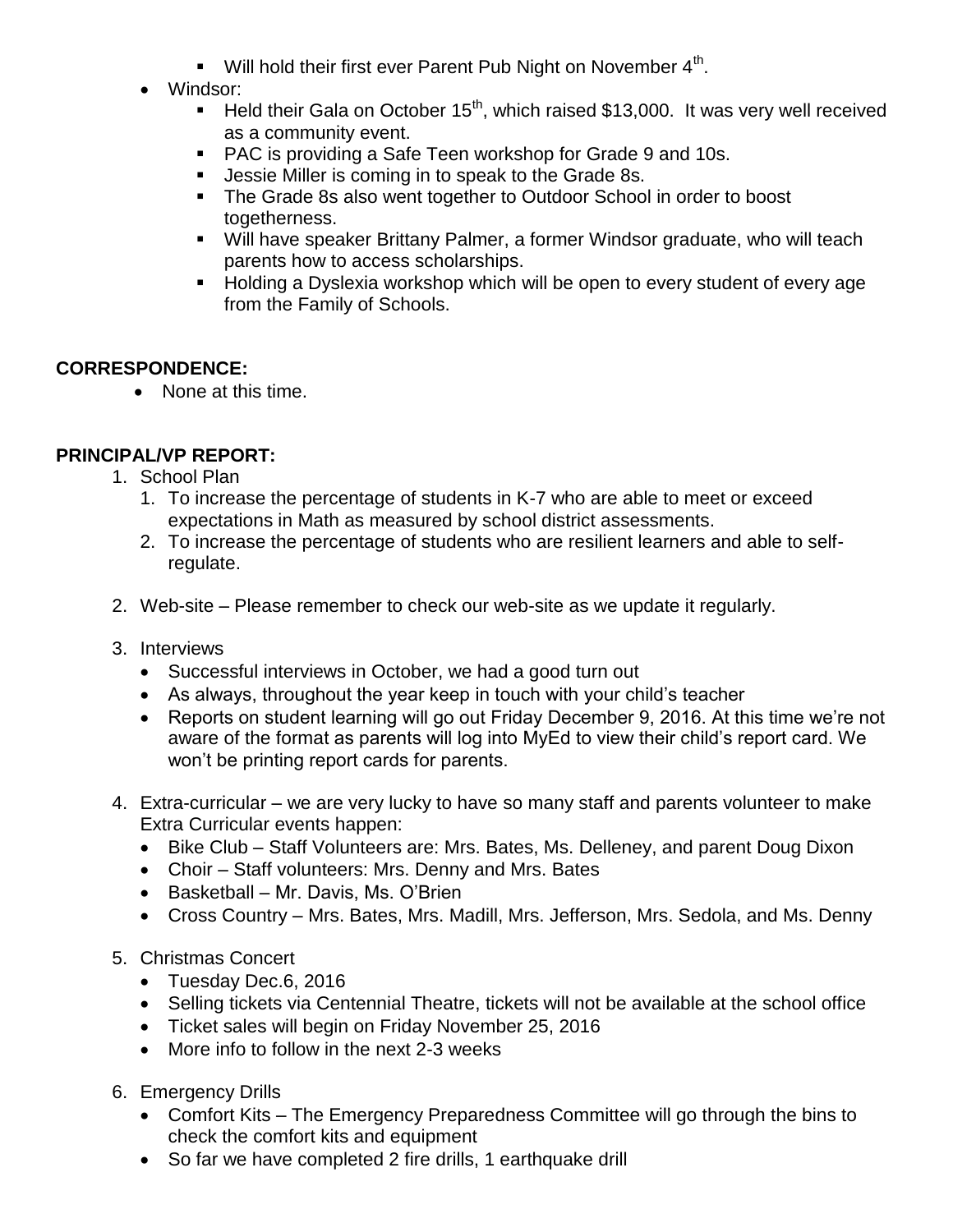- Will hold their first ever Parent Pub Night on November 4th.
- Windsor:
  - Held their Gala on October 15th, which raised $13,000. It was very well received as a community event.
  - PAC is providing a Safe Teen workshop for Grade 9 and 10s.
  - Jessie Miller is coming in to speak to the Grade 8s.
  - The Grade 8s also went together to Outdoor School in order to boost togetherness.
  - Will have speaker Brittany Palmer, a former Windsor graduate, who will teach parents how to access scholarships.
  - Holding a Dyslexia workshop which will be open to every student of every age from the Family of Schools.

**CORRESPONDENCE:**

- None at this time.

**PRINCIPAL/VP REPORT:**

1. School Plan
   1. To increase the percentage of students in K-7 who are able to meet or exceed expectations in Math as measured by school district assessments.
   2. To increase the percentage of students who are resilient learners and able to self-regulate.

2. Web-site – Please remember to check our web-site as we update it regularly.

3. Interviews
   - Successful interviews in October, we had a good turn out
   - As always, throughout the year keep in touch with your child's teacher
   - Reports on student learning will go out Friday December 9, 2016. At this time we're not aware of the format as parents will log into MyEd to view their child's report card. We won't be printing report cards for parents.

4. Extra-curricular – we are very lucky to have so many staff and parents volunteer to make Extra Curricular events happen:
   - Bike Club – Staff Volunteers are: Mrs. Bates, Ms. Delleney, and parent Doug Dixon
   - Choir – Staff volunteers: Mrs. Denny and Mrs. Bates
   - Basketball – Mr. Davis, Ms. O'Brien
   - Cross Country – Mrs. Bates, Mrs. Madill, Mrs. Jefferson, Mrs. Sedola, and Ms. Denny

5. Christmas Concert
   - Tuesday Dec.6, 2016
   - Selling tickets via Centennial Theatre, tickets will not be available at the school office
   - Ticket sales will begin on Friday November 25, 2016
   - More info to follow in the next 2-3 weeks

6. Emergency Drills
   - Comfort Kits – The Emergency Preparedness Committee will go through the bins to check the comfort kits and equipment
   - So far we have completed 2 fire drills, 1 earthquake drill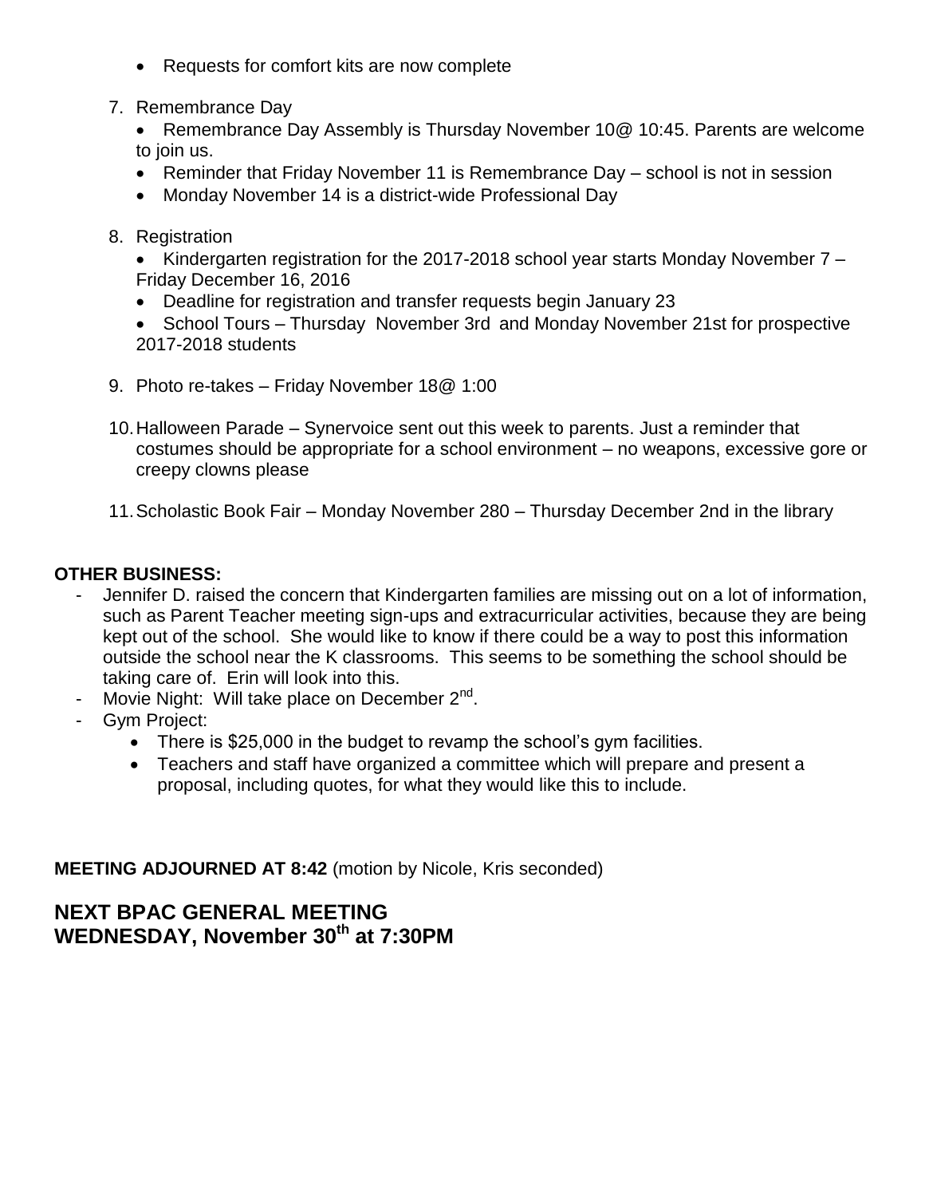- Requests for comfort kits are now complete

7. Remembrance Day
   - Remembrance Day Assembly is Thursday November 10@ 10:45. Parents are welcome to join us.
   - Reminder that Friday November 11 is Remembrance Day – school is not in session
   - Monday November 14 is a district-wide Professional Day

8. Registration
   - Kindergarten registration for the 2017-2018 school year starts Monday November 7 – Friday December 16, 2016
   - Deadline for registration and transfer requests begin January 23
   - School Tours – Thursday November 3rd and Monday November 21st for prospective 2017-2018 students

9. Photo re-takes – Friday November 18@ 1:00

10. Halloween Parade – Synervoice sent out this week to parents. Just a reminder that costumes should be appropriate for a school environment – no weapons, excessive gore or creepy clowns please

11. Scholastic Book Fair – Monday November 280 – Thursday December 2nd in the library

**OTHER BUSINESS:**

- Jennifer D. raised the concern that Kindergarten families are missing out on a lot of information, such as Parent Teacher meeting sign-ups and extracurricular activities, because they are being kept out of the school. She would like to know if there could be a way to post this information outside the school near the K classrooms. This seems to be something the school should be taking care of. Erin will look into this.
- Movie Night: Will take place on December 2nd.
- Gym Project:
  - There is $25,000 in the budget to revamp the school's gym facilities.
  - Teachers and staff have organized a committee which will prepare and present a proposal, including quotes, for what they would like this to include.

**MEETING ADJOURNED AT 8:42** (motion by Nicole, Kris seconded)

## NEXT BPAC GENERAL MEETING
## WEDNESDAY, November 30th at 7:30PM